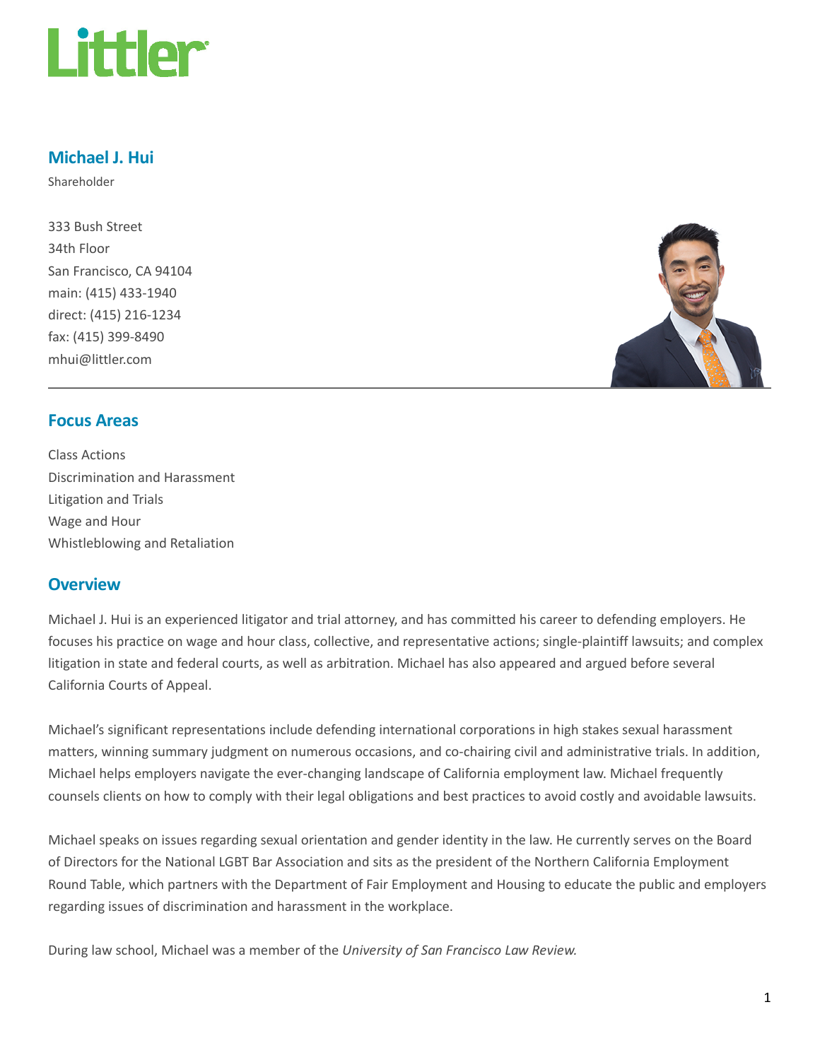# Michael J. Hui

Shareholder

333 Bush Street
34th Floor
San Francisco, CA 94104
main: (415) 433-1940
direct: (415) 216-1234
fax: (415) 399-8490
mhui@littler.com

## Focus Areas

Class Actions
Discrimination and Harassment
Litigation and Trials
Wage and Hour
Whistleblowing and Retaliation

## Overview

Michael J. Hui is an experienced litigator and trial attorney, and has committed his career to defending employers. He focuses his practice on wage and hour class, collective, and representative actions; single-plaintiff lawsuits; and complex litigation in state and federal courts, as well as arbitration. Michael has also appeared and argued before several California Courts of Appeal.

Michael's significant representations include defending international corporations in high stakes sexual harassment matters, winning summary judgment on numerous occasions, and co-chairing civil and administrative trials. In addition, Michael helps employers navigate the ever-changing landscape of California employment law. Michael frequently counsels clients on how to comply with their legal obligations and best practices to avoid costly and avoidable lawsuits.

Michael speaks on issues regarding sexual orientation and gender identity in the law. He currently serves on the Board of Directors for the National LGBT Bar Association and sits as the president of the Northern California Employment Round Table, which partners with the Department of Fair Employment and Housing to educate the public and employers regarding issues of discrimination and harassment in the workplace.

During law school, Michael was a member of the *University of San Francisco Law Review.*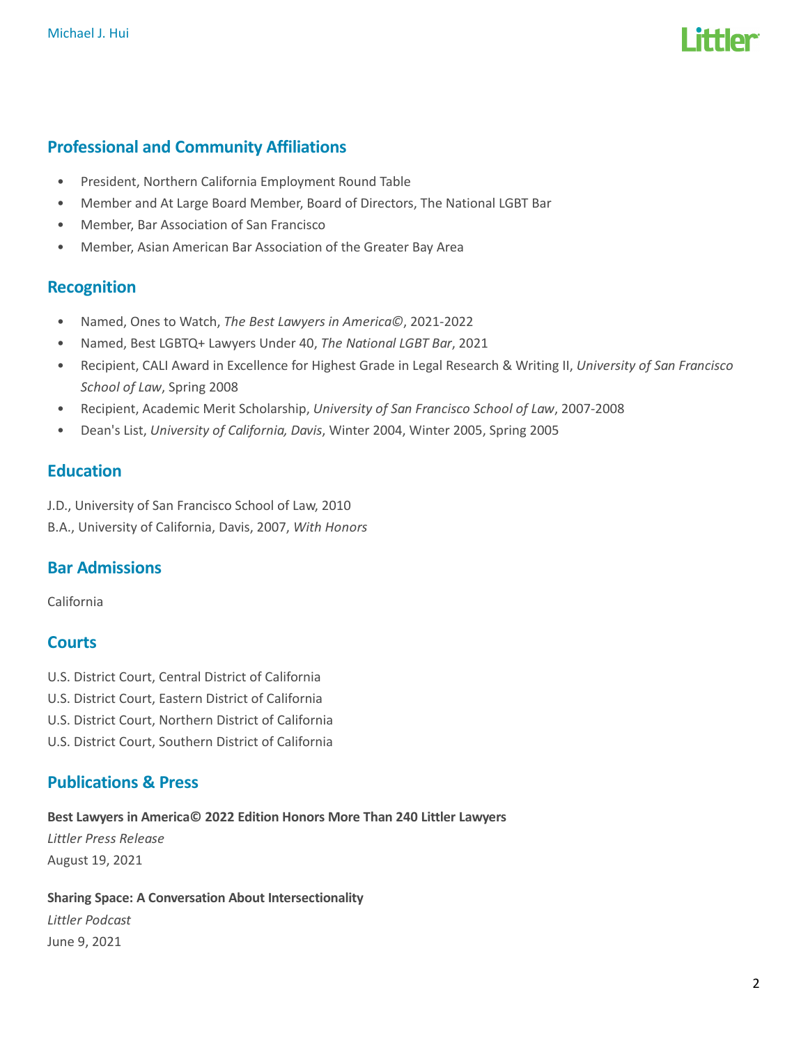## Professional and Community Affiliations

- President, Northern California Employment Round Table
- Member and At Large Board Member, Board of Directors, The National LGBT Bar
- Member, Bar Association of San Francisco
- Member, Asian American Bar Association of the Greater Bay Area

## Recognition

- Named, Ones to Watch, *The Best Lawyers in America©*, 2021-2022
- Named, Best LGBTQ+ Lawyers Under 40, *The National LGBT Bar*, 2021
- Recipient, CALI Award in Excellence for Highest Grade in Legal Research & Writing II, *University of San Francisco School of Law*, Spring 2008
- Recipient, Academic Merit Scholarship, *University of San Francisco School of Law*, 2007-2008
- Dean's List, *University of California, Davis*, Winter 2004, Winter 2005, Spring 2005

## Education

J.D., University of San Francisco School of Law, 2010
B.A., University of California, Davis, 2007, *With Honors*

## Bar Admissions

California

## Courts

U.S. District Court, Central District of California
U.S. District Court, Eastern District of California
U.S. District Court, Northern District of California
U.S. District Court, Southern District of California

## Publications & Press

**Best Lawyers in America© 2022 Edition Honors More Than 240 Littler Lawyers**
*Littler Press Release*
August 19, 2021

**Sharing Space: A Conversation About Intersectionality**
*Littler Podcast*
June 9, 2021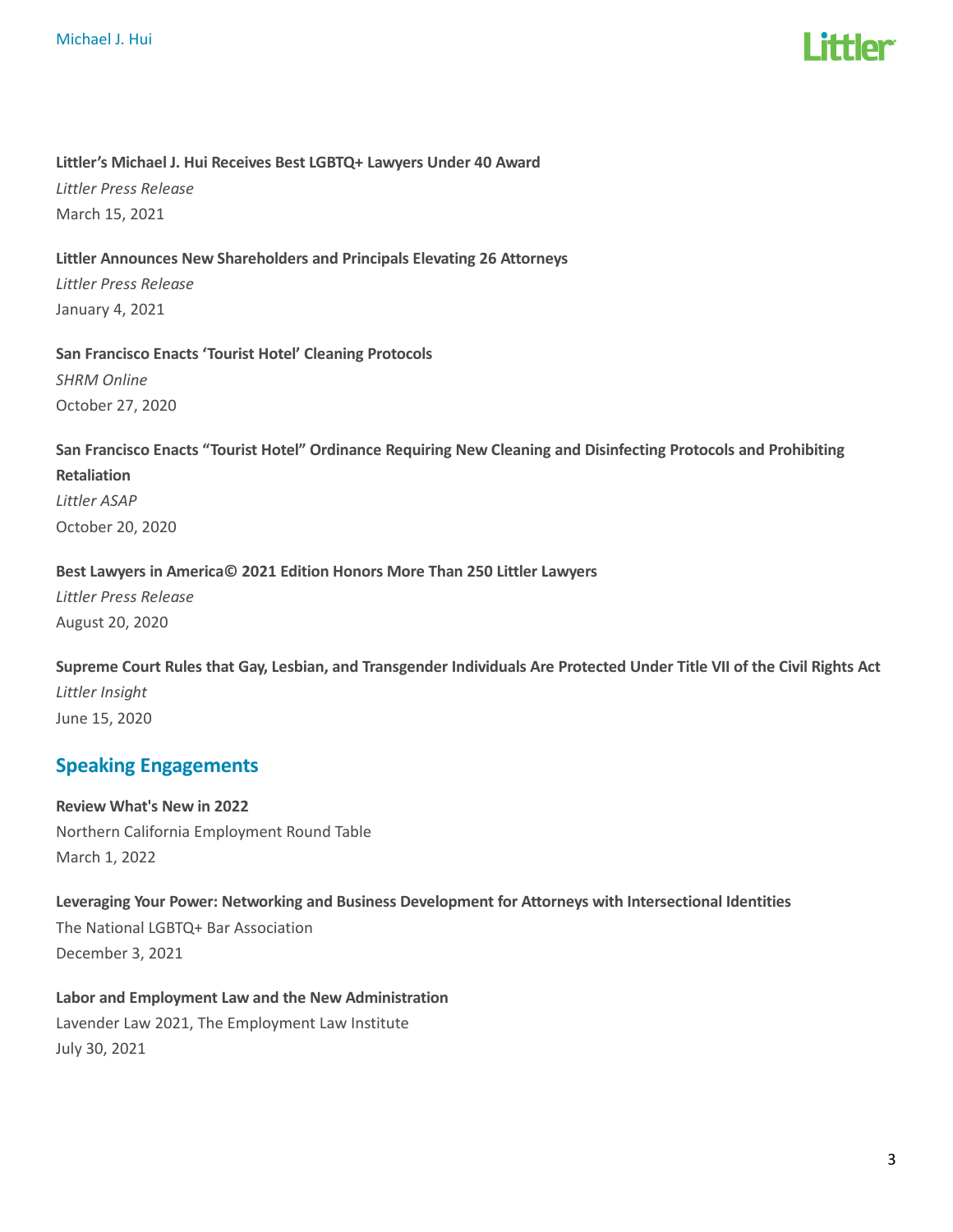**Littler's Michael J. Hui Receives Best LGBTQ+ Lawyers Under 40 Award**
*Littler Press Release*
March 15, 2021

**Littler Announces New Shareholders and Principals Elevating 26 Attorneys**
*Littler Press Release*
January 4, 2021

**San Francisco Enacts 'Tourist Hotel' Cleaning Protocols**
*SHRM Online*
October 27, 2020

**San Francisco Enacts "Tourist Hotel" Ordinance Requiring New Cleaning and Disinfecting Protocols and Prohibiting Retaliation**
*Littler ASAP*
October 20, 2020

**Best Lawyers in America© 2021 Edition Honors More Than 250 Littler Lawyers**
*Littler Press Release*
August 20, 2020

**Supreme Court Rules that Gay, Lesbian, and Transgender Individuals Are Protected Under Title VII of the Civil Rights Act**
*Littler Insight*
June 15, 2020

## Speaking Engagements

**Review What's New in 2022**
Northern California Employment Round Table
March 1, 2022

**Leveraging Your Power: Networking and Business Development for Attorneys with Intersectional Identities**
The National LGBTQ+ Bar Association
December 3, 2021

**Labor and Employment Law and the New Administration**
Lavender Law 2021, The Employment Law Institute
July 30, 2021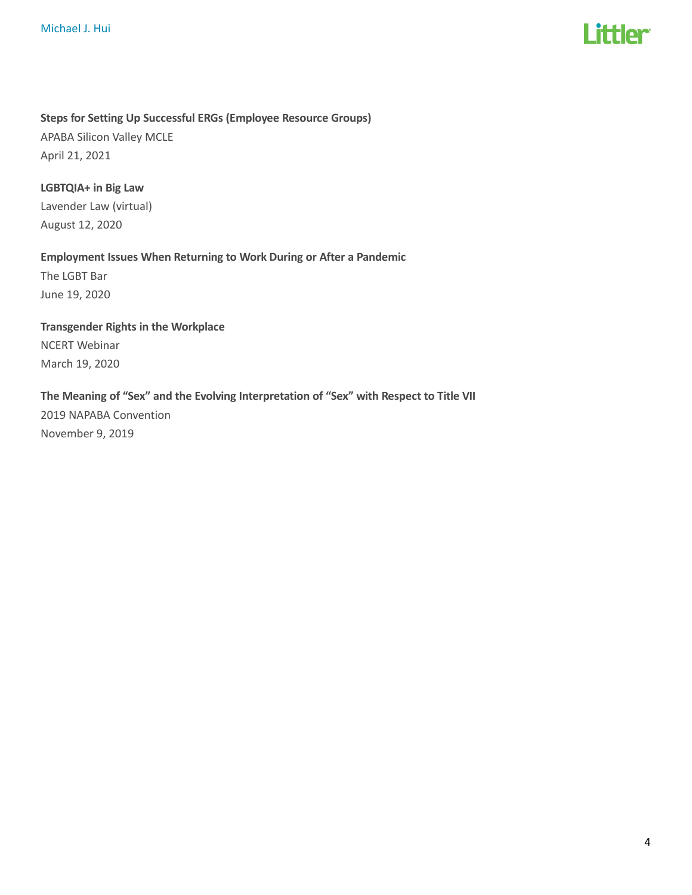**Steps for Setting Up Successful ERGs (Employee Resource Groups)**
APABA Silicon Valley MCLE
April 21, 2021

**LGBTQIA+ in Big Law**
Lavender Law (virtual)
August 12, 2020

**Employment Issues When Returning to Work During or After a Pandemic**
The LGBT Bar
June 19, 2020

**Transgender Rights in the Workplace**
NCERT Webinar
March 19, 2020

**The Meaning of "Sex" and the Evolving Interpretation of "Sex" with Respect to Title VII**
2019 NAPABA Convention
November 9, 2019